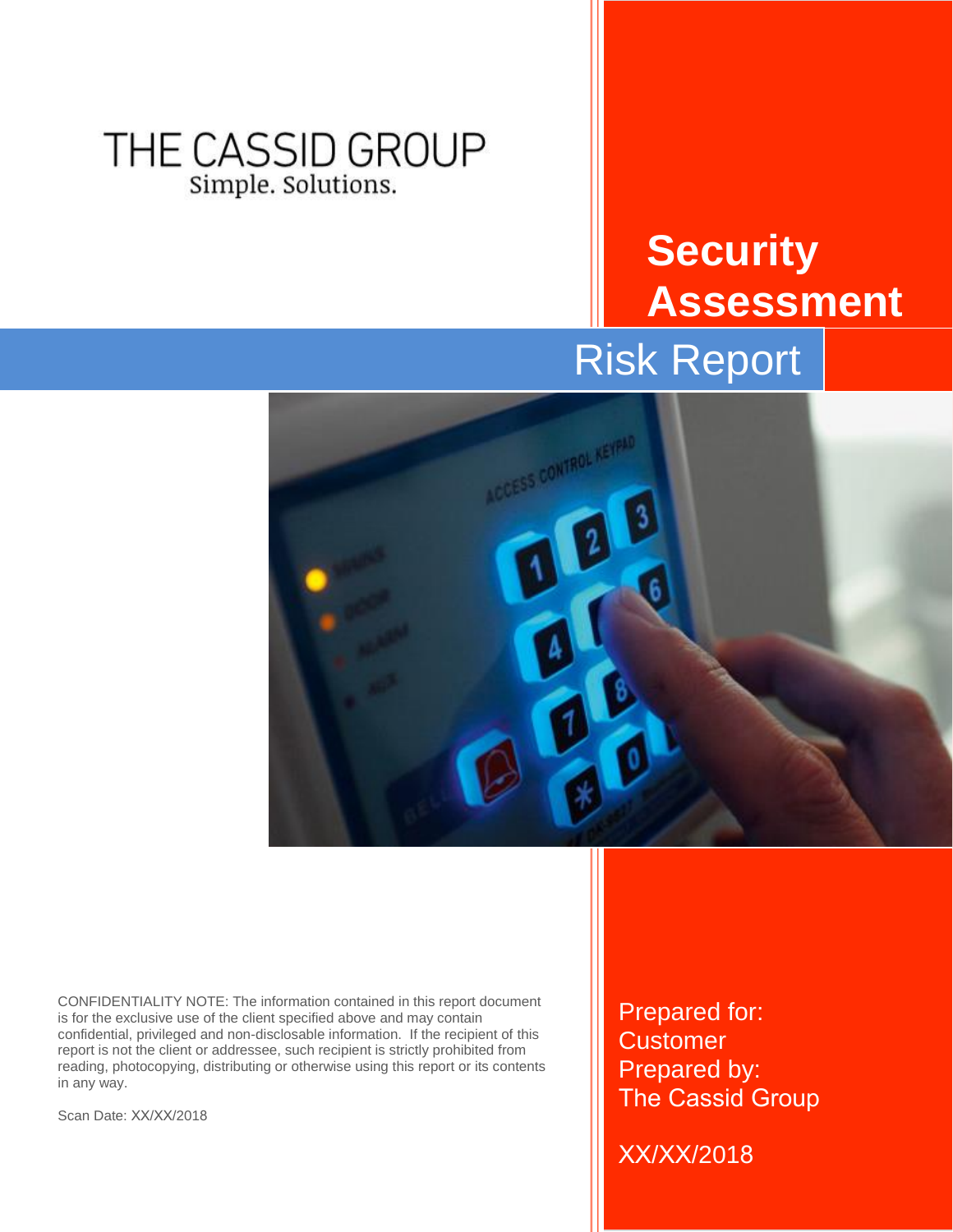THE CASSID GROUP

Simple. Solutions.

# Security Assessment

## Risk Report

CONFIDENTIALITY NOTE: The information contained in this report document is for the exclusive use of the client specified above and may contain confidential, privileged and non-disclosable information. If the recipient of this report is not the client or addressee, such recipient is strictly prohibited from reading, photocopying, distributing or otherwise using this report or its contents in any way.

Scan Date: XX/XX/2018

Prepared for:
Customer
Prepared by:
The Cassid Group

XX/XX/2018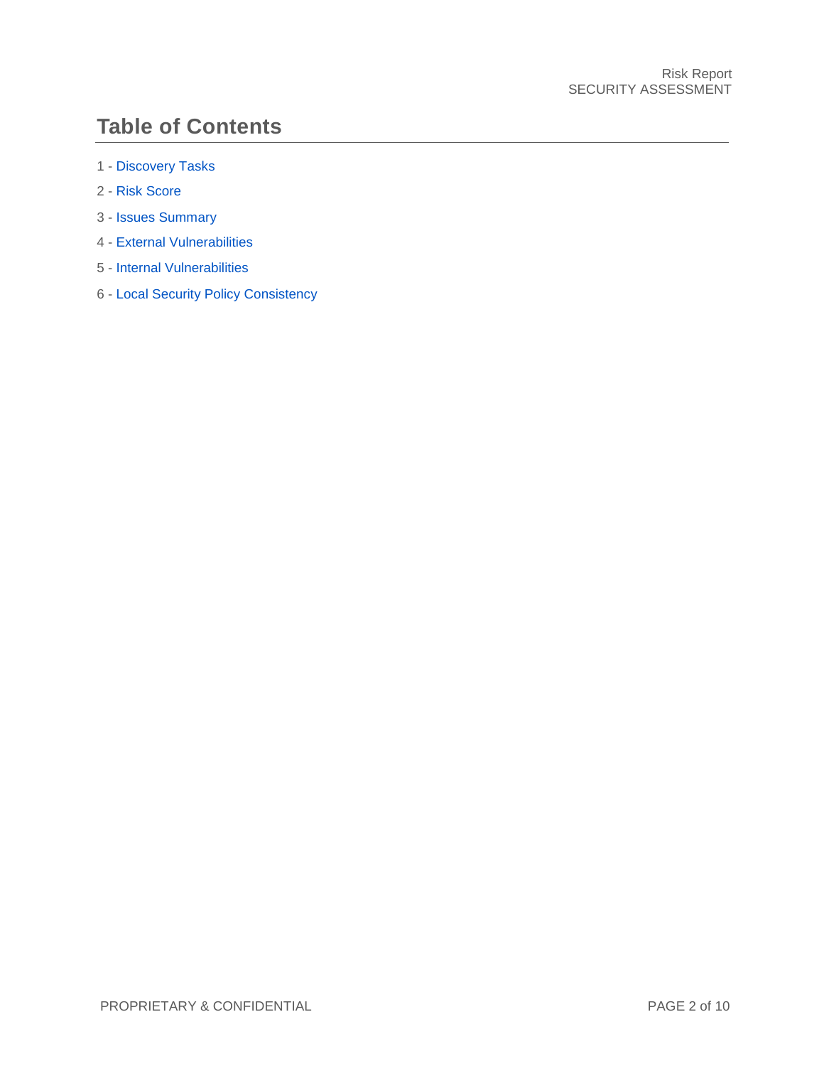# Table of Contents

1 - Discovery Tasks

2 - Risk Score

3 - Issues Summary

4 - External Vulnerabilities

5 - Internal Vulnerabilities

6 - Local Security Policy Consistency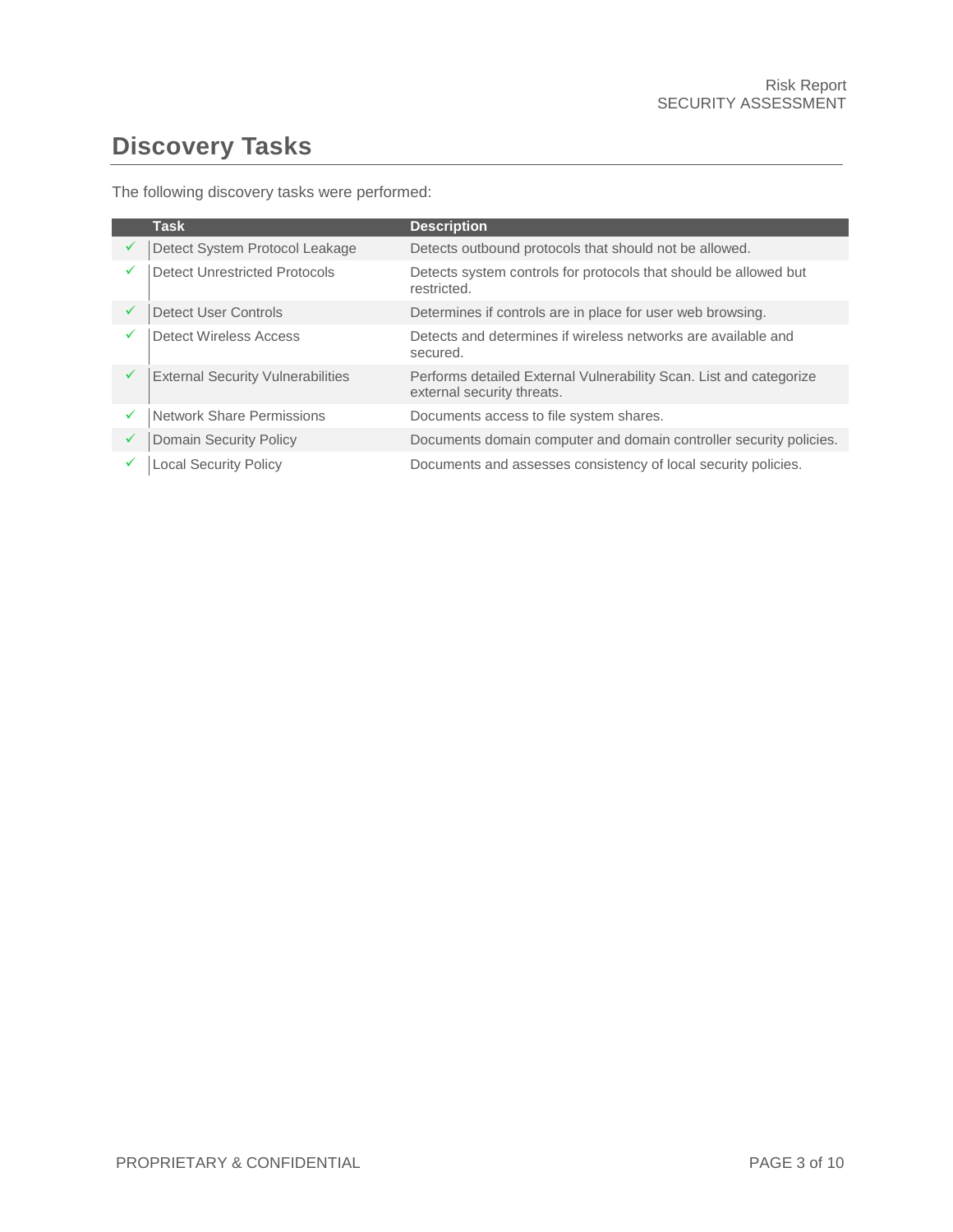# Discovery Tasks

The following discovery tasks were performed:

| | Task | Description |
|---|---|---|
| ✓ | Detect System Protocol Leakage | Detects outbound protocols that should not be allowed. |
| ✓ | Detect Unrestricted Protocols | Detects system controls for protocols that should be allowed but restricted. |
| ✓ | Detect User Controls | Determines if controls are in place for user web browsing. |
| ✓ | Detect Wireless Access | Detects and determines if wireless networks are available and secured. |
| ✓ | External Security Vulnerabilities | Performs detailed External Vulnerability Scan. List and categorize external security threats. |
| ✓ | Network Share Permissions | Documents access to file system shares. |
| ✓ | Domain Security Policy | Documents domain computer and domain controller security policies. |
| ✓ | Local Security Policy | Documents and assesses consistency of local security policies. |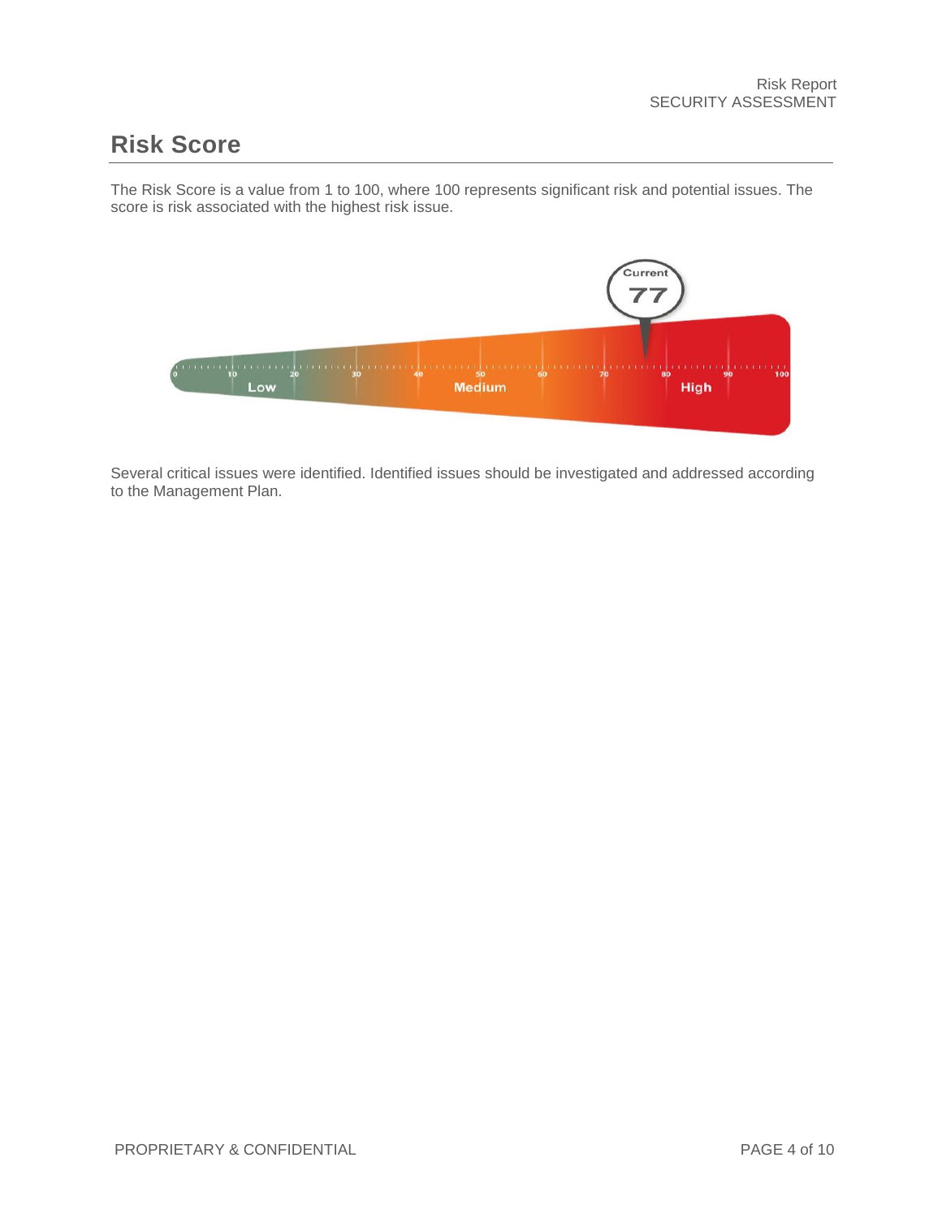## Risk Score

The Risk Score is a value from 1 to 100, where 100 represents significant risk and potential issues. The score is risk associated with the highest risk issue.

Several critical issues were identified. Identified issues should be investigated and addressed according to the Management Plan.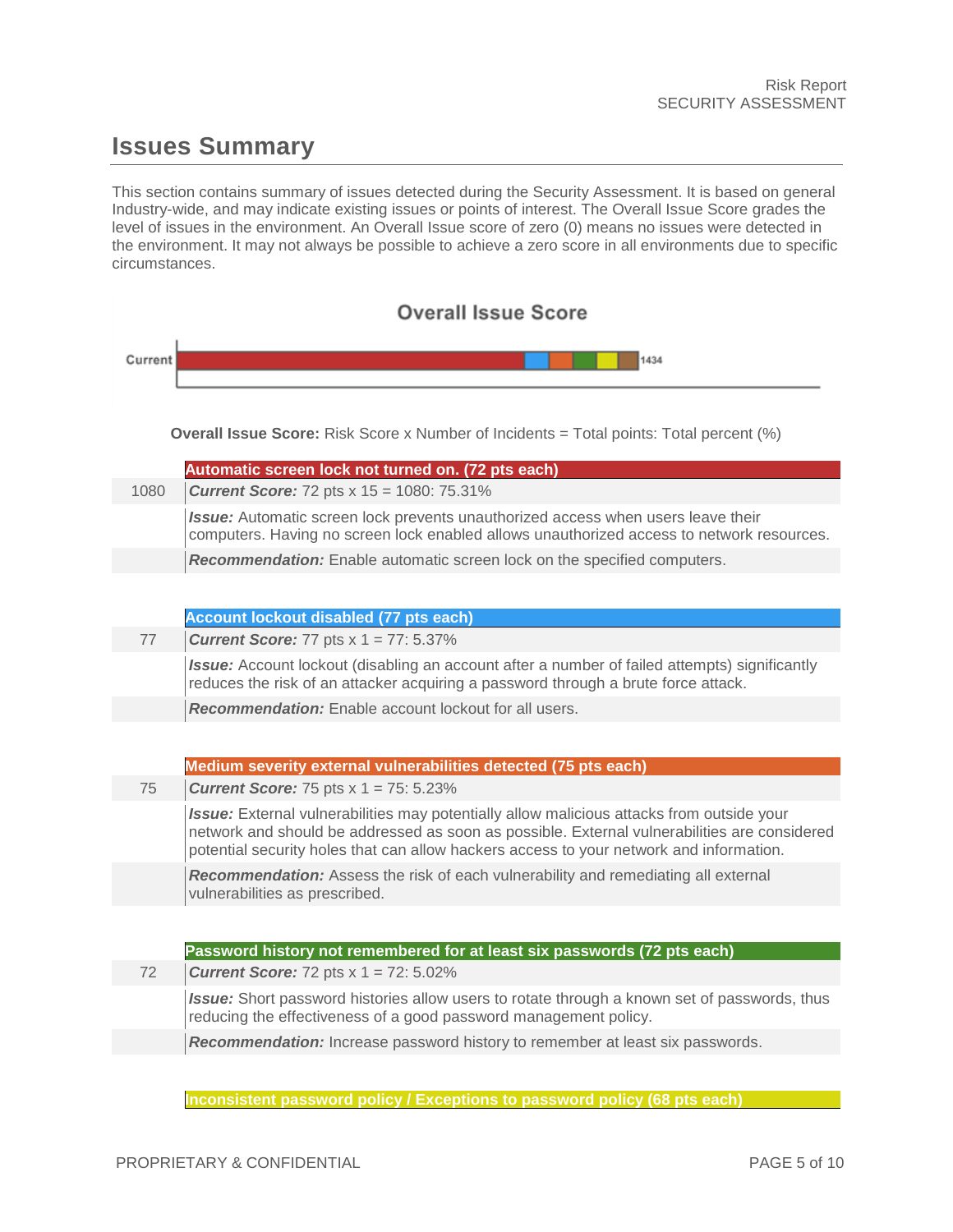## Issues Summary

This section contains summary of issues detected during the Security Assessment. It is based on general Industry-wide, and may indicate existing issues or points of interest. The Overall Issue Score grades the level of issues in the environment. An Overall Issue score of zero (0) means no issues were detected in the environment. It may not always be possible to achieve a zero score in all environments due to specific circumstances.

**Overall Issue Score**

Current: 1434

**Overall Issue Score:** Risk Score x Number of Incidents = Total points: Total percent (%)

| | **Automatic screen lock not turned on. (72 pts each)** |
|---|---|
| 1080 | ***Current Score:*** 72 pts x 15 = 1080: 75.31% |
| | ***Issue:*** Automatic screen lock prevents unauthorized access when users leave their computers. Having no screen lock enabled allows unauthorized access to network resources. |
| | ***Recommendation:*** Enable automatic screen lock on the specified computers. |

| | **Account lockout disabled (77 pts each)** |
|---|---|
| 77 | ***Current Score:*** 77 pts x 1 = 77: 5.37% |
| | ***Issue:*** Account lockout (disabling an account after a number of failed attempts) significantly reduces the risk of an attacker acquiring a password through a brute force attack. |
| | ***Recommendation:*** Enable account lockout for all users. |

| | **Medium severity external vulnerabilities detected (75 pts each)** |
|---|---|
| 75 | ***Current Score:*** 75 pts x 1 = 75: 5.23% |
| | ***Issue:*** External vulnerabilities may potentially allow malicious attacks from outside your network and should be addressed as soon as possible. External vulnerabilities are considered potential security holes that can allow hackers access to your network and information. |
| | ***Recommendation:*** Assess the risk of each vulnerability and remediating all external vulnerabilities as prescribed. |

| | **Password history not remembered for at least six passwords (72 pts each)** |
|---|---|
| 72 | ***Current Score:*** 72 pts x 1 = 72: 5.02% |
| | ***Issue:*** Short password histories allow users to rotate through a known set of passwords, thus reducing the effectiveness of a good password management policy. |
| | ***Recommendation:*** Increase password history to remember at least six passwords. |

| | **Inconsistent password policy / Exceptions to password policy (68 pts each)** |
|---|---|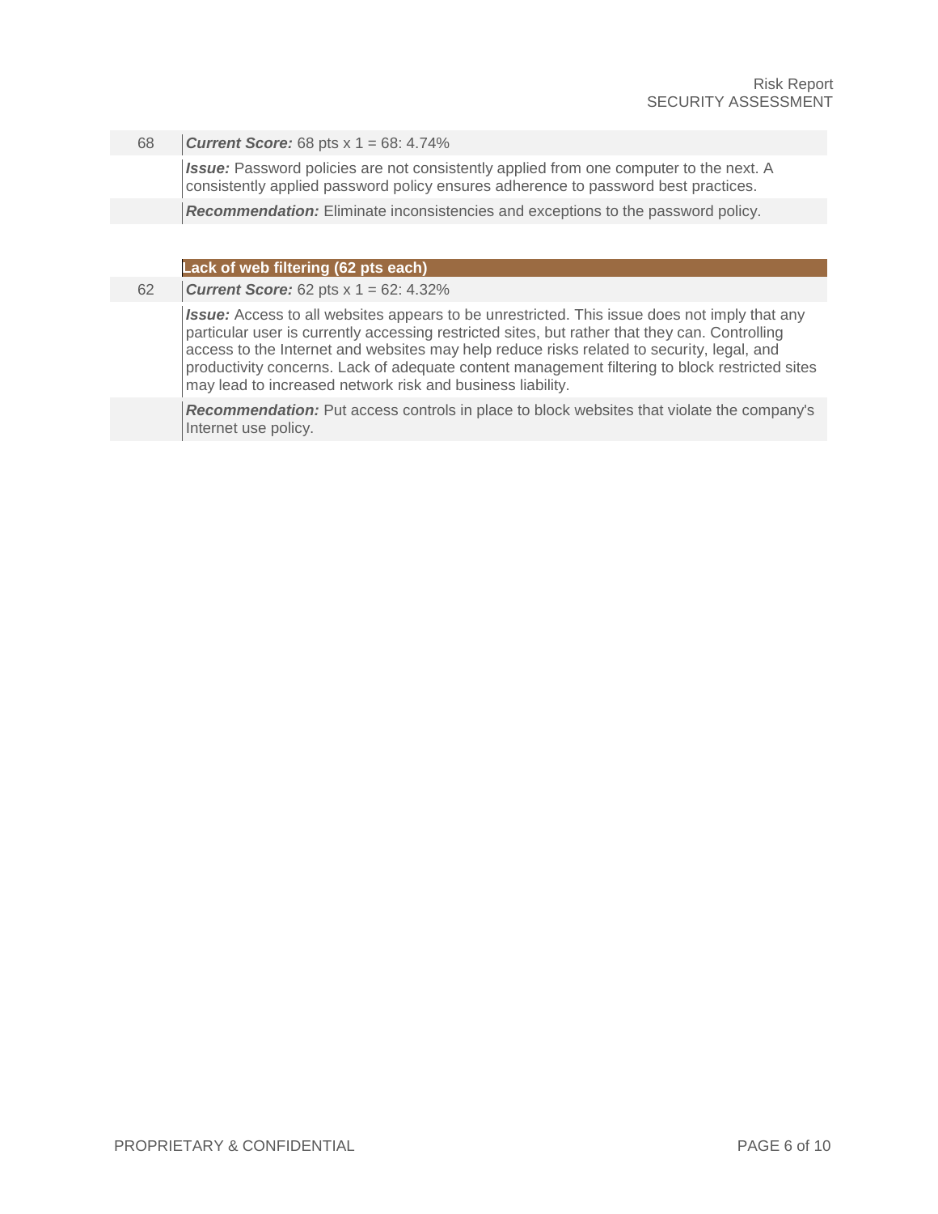| | |
|---|---|
| 68 | ***Current Score:*** 68 pts x 1 = 68: 4.74% |
| | ***Issue:*** Password policies are not consistently applied from one computer to the next. A consistently applied password policy ensures adherence to password best practices. |
| | ***Recommendation:*** Eliminate inconsistencies and exceptions to the password policy. |

| | **Lack of web filtering (62 pts each)** |
|---|---|
| 62 | ***Current Score:*** 62 pts x 1 = 62: 4.32% |
| | ***Issue:*** Access to all websites appears to be unrestricted. This issue does not imply that any particular user is currently accessing restricted sites, but rather that they can. Controlling access to the Internet and websites may help reduce risks related to security, legal, and productivity concerns. Lack of adequate content management filtering to block restricted sites may lead to increased network risk and business liability. |
| | ***Recommendation:*** Put access controls in place to block websites that violate the company's Internet use policy. |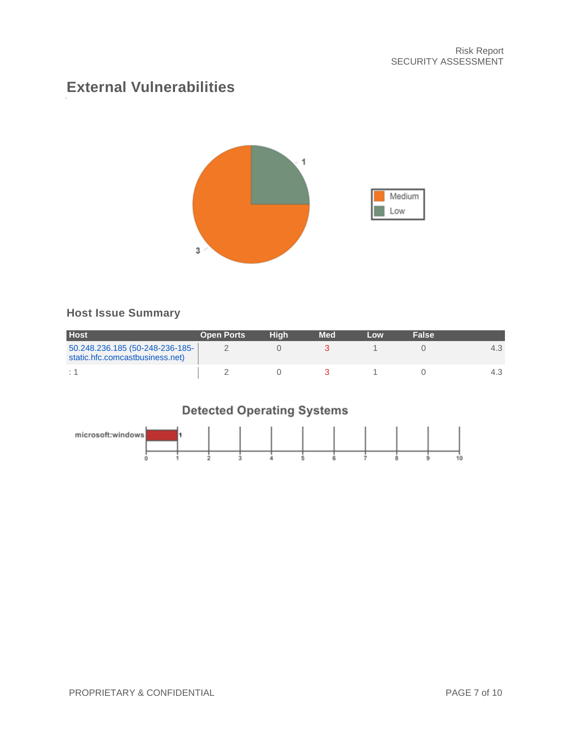## External Vulnerabilities

### Host Issue Summary

| Host | Open Ports | High | Med | Low | False | |
|---|---|---|---|---|---|---|
| 50.248.236.185 (50-248-236-185-static.hfc.comcastbusiness.net) | 2 | 0 | 3 | 1 | 0 | 4.3 |
| : 1 | 2 | 0 | 3 | 1 | 0 | 4.3 |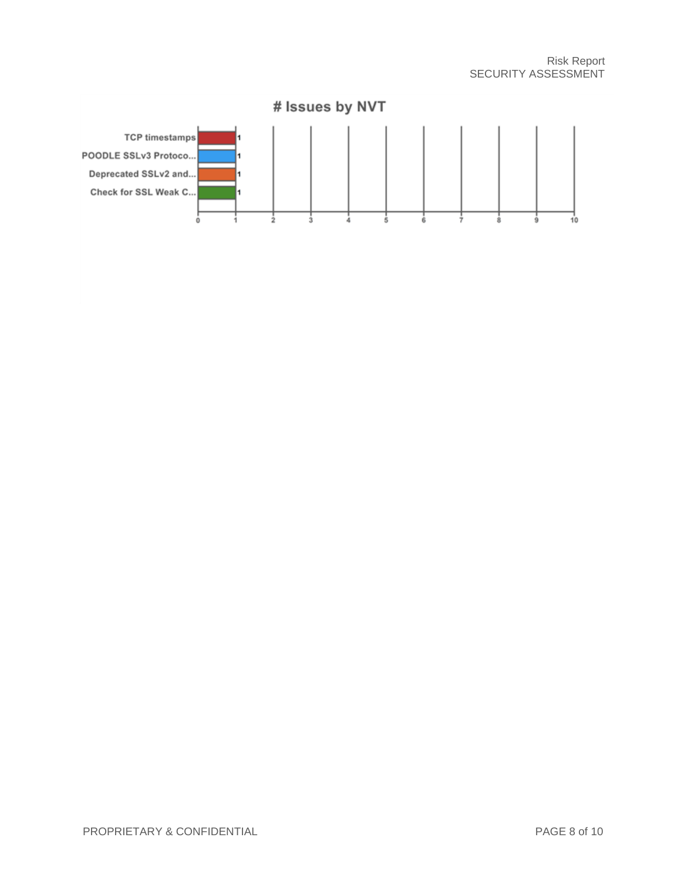# Issues by NVT

| NVT | # Issues |
| --- | --- |
| TCP timestamps | 1 |
| POODLE SSLv3 Protoco... | 1 |
| Deprecated SSLv2 and... | 1 |
| Check for SSL Weak C... | 1 |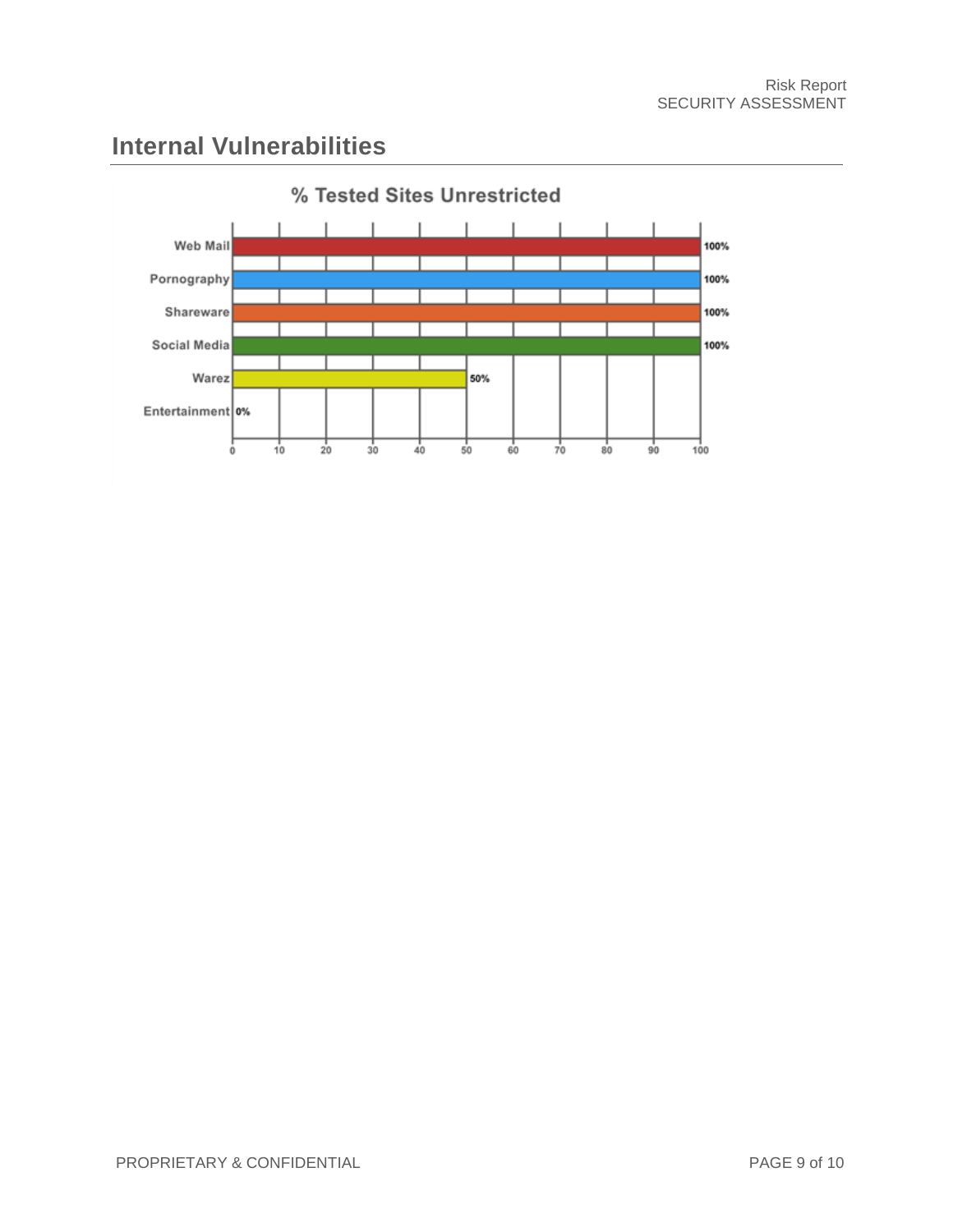## Internal Vulnerabilities

**% Tested Sites Unrestricted**

| Category | % Tested Sites Unrestricted |
|---|---|
| Web Mail | 100% |
| Pornography | 100% |
| Shareware | 100% |
| Social Media | 100% |
| Warez | 50% |
| Entertainment | 0% |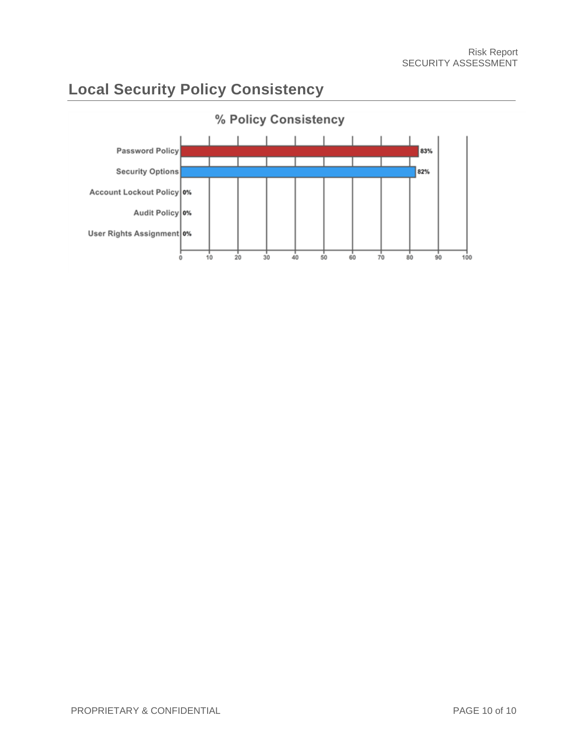## Local Security Policy Consistency

% Policy Consistency

Password Policy 83%

Security Options 82%

Account Lockout Policy 0%

Audit Policy 0%

User Rights Assignment 0%

0 10 20 30 40 50 60 70 80 90 100